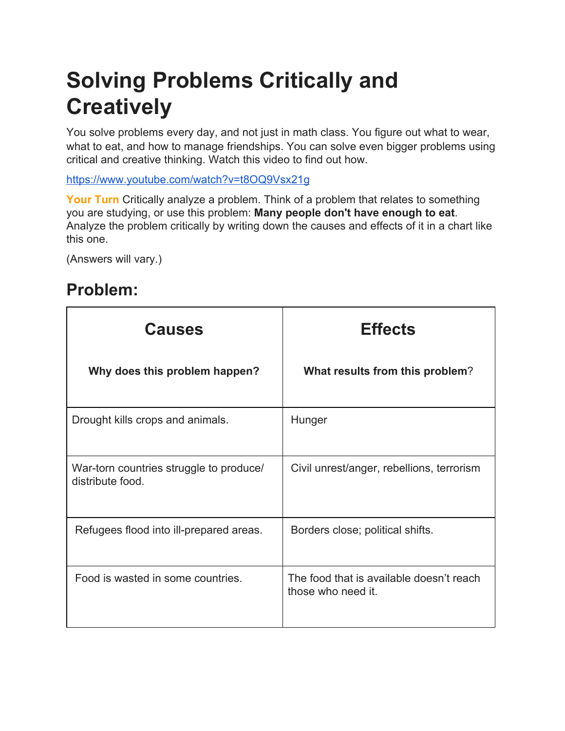# Solving Problems Critically and Creatively

You solve problems every day, and not just in math class. You figure out what to wear, what to eat, and how to manage friendships. You can solve even bigger problems using critical and creative thinking. Watch this video to find out how.

https://www.youtube.com/watch?v=t8OQ9Vsx21g

**Your Turn** Critically analyze a problem. Think of a problem that relates to something you are studying, or use this problem: **Many people don't have enough to eat**. Analyze the problem critically by writing down the causes and effects of it in a chart like this one.

(Answers will vary.)

## Problem:

| Causes<br><br>**Why does this problem happen?** | Effects<br><br>**What results from this problem**? |
|---|---|
| Drought kills crops and animals. | Hunger |
| War-torn countries struggle to produce/ distribute food. | Civil unrest/anger, rebellions, terrorism |
| Refugees flood into ill-prepared areas. | Borders close; political shifts. |
| Food is wasted in some countries. | The food that is available doesn't reach those who need it. |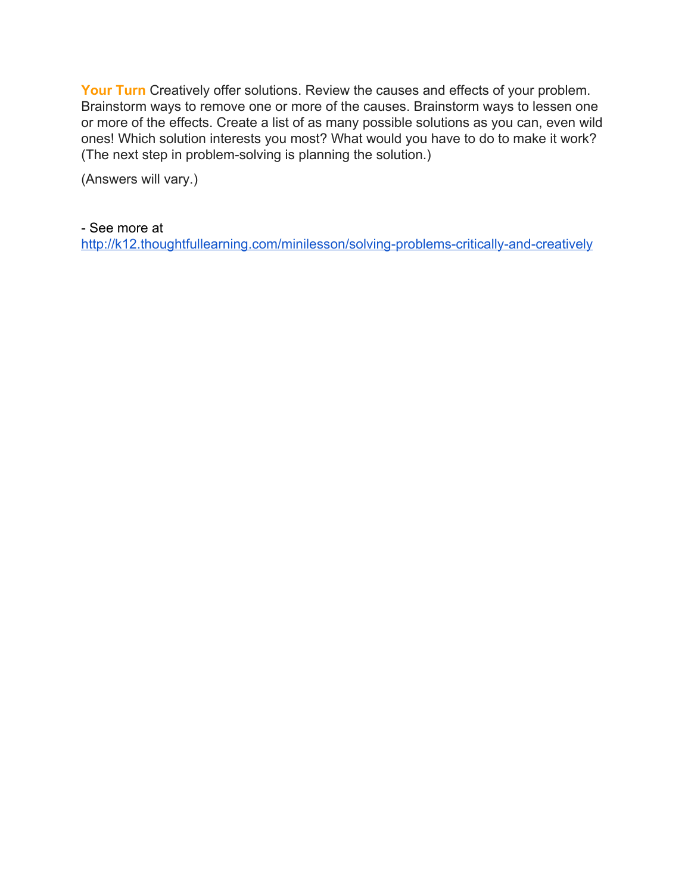**Your Turn** Creatively offer solutions. Review the causes and effects of your problem. Brainstorm ways to remove one or more of the causes. Brainstorm ways to lessen one or more of the effects. Create a list of as many possible solutions as you can, even wild ones! Which solution interests you most? What would you have to do to make it work? (The next step in problem-solving is planning the solution.)

(Answers will vary.)

- See more at http://k12.thoughtfullearning.com/minilesson/solving-problems-critically-and-creatively